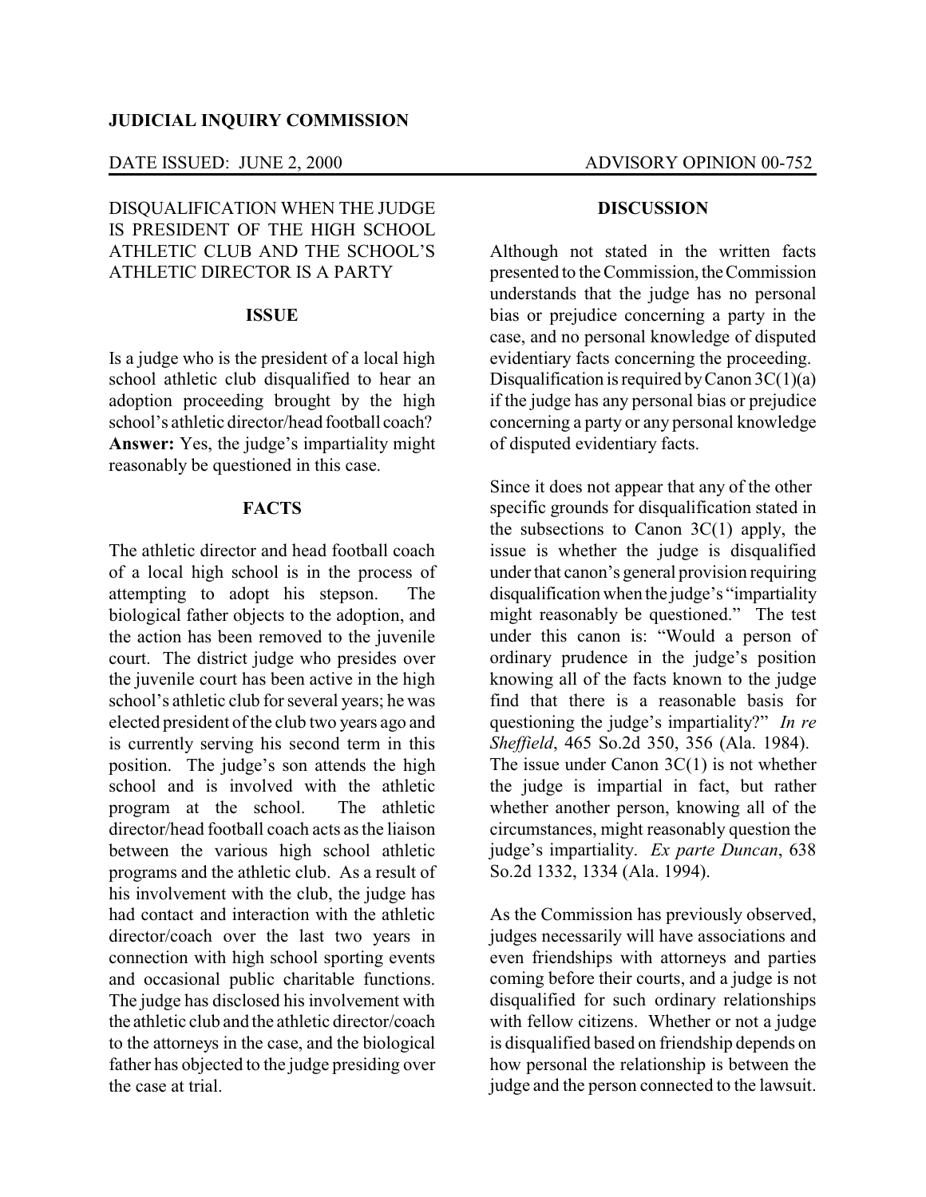**JUDICIAL INQUIRY COMMISSION**

DATE ISSUED: JUNE 2, 2000 ADVISORY OPINION 00-752

DISQUALIFICATION WHEN THE JUDGE IS PRESIDENT OF THE HIGH SCHOOL ATHLETIC CLUB AND THE SCHOOL'S ATHLETIC DIRECTOR IS A PARTY

## ISSUE

Is a judge who is the president of a local high school athletic club disqualified to hear an adoption proceeding brought by the high school's athletic director/head football coach? **Answer:** Yes, the judge's impartiality might reasonably be questioned in this case.

## FACTS

The athletic director and head football coach of a local high school is in the process of attempting to adopt his stepson. The biological father objects to the adoption, and the action has been removed to the juvenile court. The district judge who presides over the juvenile court has been active in the high school's athletic club for several years; he was elected president of the club two years ago and is currently serving his second term in this position. The judge's son attends the high school and is involved with the athletic program at the school. The athletic director/head football coach acts as the liaison between the various high school athletic programs and the athletic club. As a result of his involvement with the club, the judge has had contact and interaction with the athletic director/coach over the last two years in connection with high school sporting events and occasional public charitable functions. The judge has disclosed his involvement with the athletic club and the athletic director/coach to the attorneys in the case, and the biological father has objected to the judge presiding over the case at trial.

## DISCUSSION

Although not stated in the written facts presented to the Commission, the Commission understands that the judge has no personal bias or prejudice concerning a party in the case, and no personal knowledge of disputed evidentiary facts concerning the proceeding. Disqualification is required by Canon 3C(1)(a) if the judge has any personal bias or prejudice concerning a party or any personal knowledge of disputed evidentiary facts.

Since it does not appear that any of the other specific grounds for disqualification stated in the subsections to Canon 3C(1) apply, the issue is whether the judge is disqualified under that canon's general provision requiring disqualification when the judge's "impartiality might reasonably be questioned." The test under this canon is: "Would a person of ordinary prudence in the judge's position knowing all of the facts known to the judge find that there is a reasonable basis for questioning the judge's impartiality?" *In re Sheffield*, 465 So.2d 350, 356 (Ala. 1984). The issue under Canon 3C(1) is not whether the judge is impartial in fact, but rather whether another person, knowing all of the circumstances, might reasonably question the judge's impartiality. *Ex parte Duncan*, 638 So.2d 1332, 1334 (Ala. 1994).

As the Commission has previously observed, judges necessarily will have associations and even friendships with attorneys and parties coming before their courts, and a judge is not disqualified for such ordinary relationships with fellow citizens. Whether or not a judge is disqualified based on friendship depends on how personal the relationship is between the judge and the person connected to the lawsuit.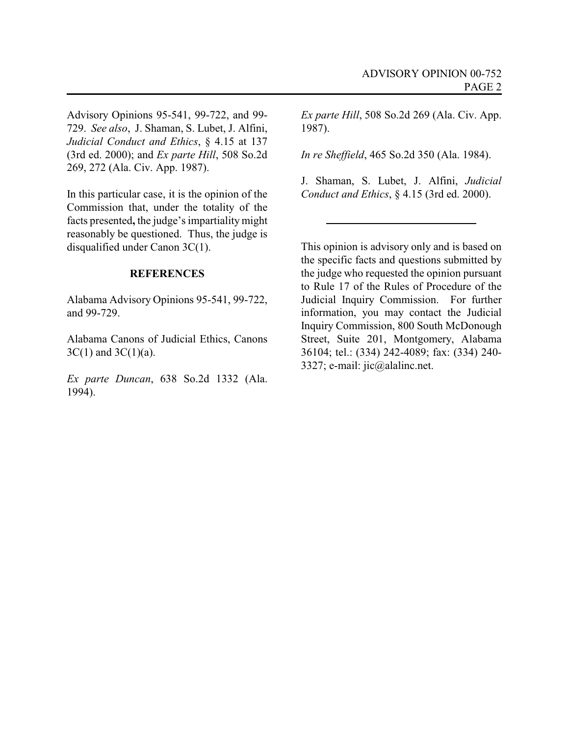Advisory Opinions 95-541, 99-722, and 99-729. *See also*, J. Shaman, S. Lubet, J. Alfini, *Judicial Conduct and Ethics*, § 4.15 at 137 (3rd ed. 2000); and *Ex parte Hill*, 508 So.2d 269, 272 (Ala. Civ. App. 1987).

In this particular case, it is the opinion of the Commission that, under the totality of the facts presented**,** the judge's impartiality might reasonably be questioned. Thus, the judge is disqualified under Canon 3C(1).

**REFERENCES**

Alabama Advisory Opinions 95-541, 99-722, and 99-729.

Alabama Canons of Judicial Ethics, Canons 3C(1) and 3C(1)(a).

*Ex parte Duncan*, 638 So.2d 1332 (Ala. 1994).

*Ex parte Hill*, 508 So.2d 269 (Ala. Civ. App. 1987).

*In re Sheffield*, 465 So.2d 350 (Ala. 1984).

J. Shaman, S. Lubet, J. Alfini, *Judicial Conduct and Ethics*, § 4.15 (3rd ed. 2000).

---

This opinion is advisory only and is based on the specific facts and questions submitted by the judge who requested the opinion pursuant to Rule 17 of the Rules of Procedure of the Judicial Inquiry Commission. For further information, you may contact the Judicial Inquiry Commission, 800 South McDonough Street, Suite 201, Montgomery, Alabama 36104; tel.: (334) 242-4089; fax: (334) 240-3327; e-mail: jic@alalinc.net.